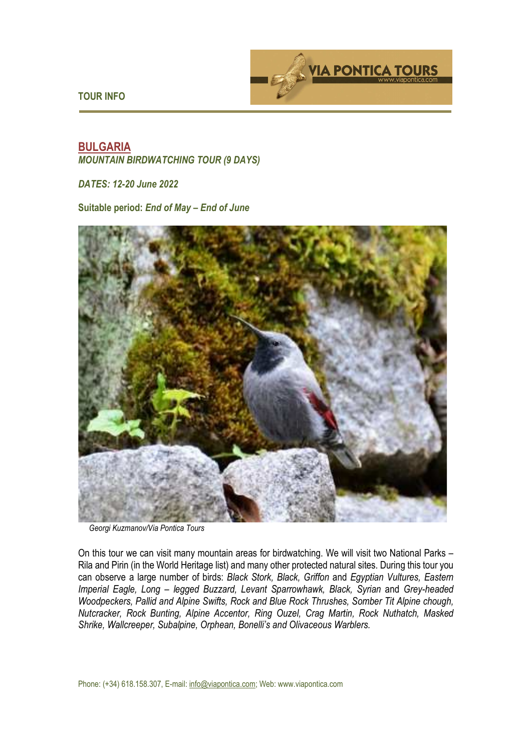TOUR INFO

# BULGARIA

***MOUNTAIN BIRDWATCHING TOUR (9 DAYS)***

***DATES: 12-20 June 2022***

**Suitable period:** ***End of May – End of June***

*Georgi Kuzmanov/Via Pontica Tours*

On this tour we can visit many mountain areas for birdwatching. We will visit two National Parks – Rila and Pirin (in the World Heritage list) and many other protected natural sites. During this tour you can observe a large number of birds: *Black Stork, Black, Griffon* and *Egyptian Vultures, Eastern Imperial Eagle, Long – legged Buzzard, Levant Sparrowhawk, Black, Syrian* and *Grey-headed Woodpeckers, Pallid and Alpine Swifts, Rock and Blue Rock Thrushes, Somber Tit Alpine chough, Nutcracker, Rock Bunting, Alpine Accentor, Ring Ouzel, Crag Martin, Rock Nuthatch, Masked Shrike, Wallcreeper, Subalpine, Orphean, Bonelli's and Olivaceous Warblers.*

Phone: (+34) 618.158.307, E-mail: info@viapontica.com; Web: www.viapontica.com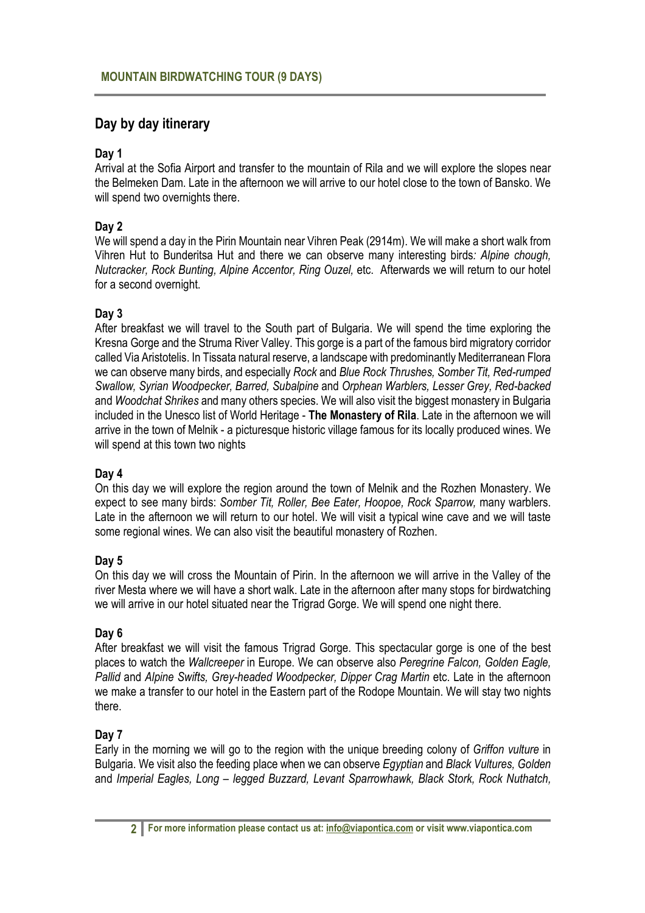## MOUNTAIN BIRDWATCHING TOUR (9 DAYS)

# Day by day itinerary

### Day 1

Arrival at the Sofia Airport and transfer to the mountain of Rila and we will explore the slopes near the Belmeken Dam. Late in the afternoon we will arrive to our hotel close to the town of Bansko. We will spend two overnights there.

### Day 2

We will spend a day in the Pirin Mountain near Vihren Peak (2914m). We will make a short walk from Vihren Hut to Bunderitsa Hut and there we can observe many interesting birds*: Alpine chough, Nutcracker, Rock Bunting, Alpine Accentor, Ring Ouzel,* etc. Afterwards we will return to our hotel for a second overnight.

### Day 3

After breakfast we will travel to the South part of Bulgaria. We will spend the time exploring the Kresna Gorge and the Struma River Valley. This gorge is a part of the famous bird migratory corridor called Via Aristotelis. In Tissata natural reserve, a landscape with predominantly Mediterranean Flora we can observe many birds, and especially *Rock* and *Blue Rock Thrushes, Somber Tit, Red-rumped Swallow, Syrian Woodpecker, Barred, Subalpine* and *Orphean Warblers, Lesser Grey, Red-backed* and *Woodchat Shrikes* and many others species. We will also visit the biggest monastery in Bulgaria included in the Unesco list of World Heritage - **The Monastery of Rila**. Late in the afternoon we will arrive in the town of Melnik - a picturesque historic village famous for its locally produced wines. We will spend at this town two nights

### Day 4

On this day we will explore the region around the town of Melnik and the Rozhen Monastery. We expect to see many birds: *Somber Tit, Roller, Bee Eater, Hoopoe, Rock Sparrow,* many warblers. Late in the afternoon we will return to our hotel. We will visit a typical wine cave and we will taste some regional wines. We can also visit the beautiful monastery of Rozhen.

### Day 5

On this day we will cross the Mountain of Pirin. In the afternoon we will arrive in the Valley of the river Mesta where we will have a short walk. Late in the afternoon after many stops for birdwatching we will arrive in our hotel situated near the Trigrad Gorge. We will spend one night there.

### Day 6

After breakfast we will visit the famous Trigrad Gorge. This spectacular gorge is one of the best places to watch the *Wallcreeper* in Europe. We can observe also *Peregrine Falcon, Golden Eagle, Pallid* and *Alpine Swifts, Grey-headed Woodpecker, Dipper Crag Martin* etc. Late in the afternoon we make a transfer to our hotel in the Eastern part of the Rodope Mountain. We will stay two nights there.

### Day 7

Early in the morning we will go to the region with the unique breeding colony of *Griffon vulture* in Bulgaria. We visit also the feeding place when we can observe *Egyptian* and *Black Vultures, Golden* and *Imperial Eagles, Long – legged Buzzard, Levant Sparrowhawk, Black Stork, Rock Nuthatch,*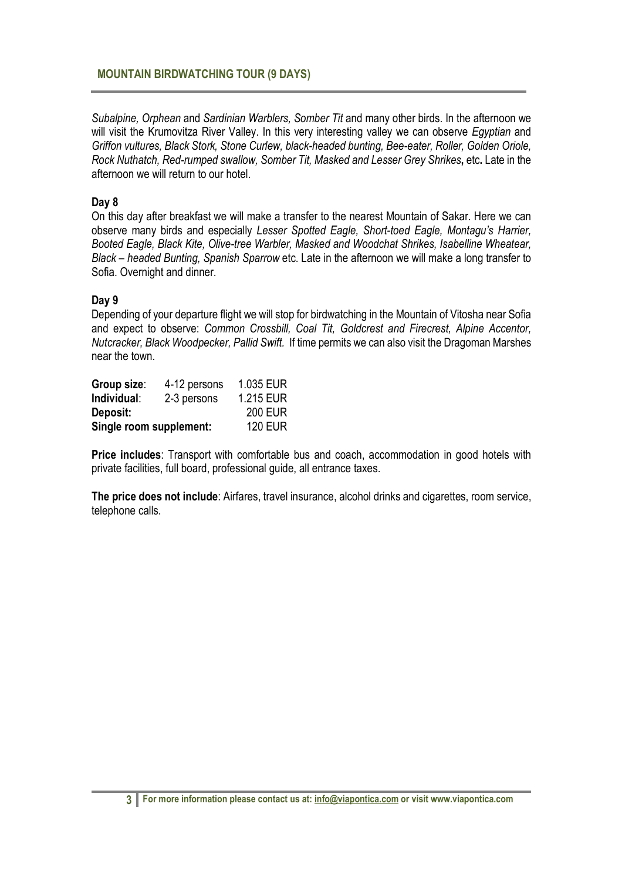*Subalpine, Orphean* and *Sardinian Warblers, Somber Tit* and many other birds. In the afternoon we will visit the Krumovitza River Valley. In this very interesting valley we can observe *Egyptian* and *Griffon vultures, Black Stork, Stone Curlew, black-headed bunting, Bee-eater, Roller, Golden Oriole, Rock Nuthatch, Red-rumped swallow, Somber Tit, Masked and Lesser Grey Shrikes***,** etc**.** Late in the afternoon we will return to our hotel.

### Day 8

On this day after breakfast we will make a transfer to the nearest Mountain of Sakar. Here we can observe many birds and especially *Lesser Spotted Eagle, Short-toed Eagle, Montagu's Harrier, Booted Eagle, Black Kite, Olive-tree Warbler, Masked and Woodchat Shrikes, Isabelline Wheatear, Black – headed Bunting, Spanish Sparrow* etc. Late in the afternoon we will make a long transfer to Sofia. Overnight and dinner.

### Day 9

Depending of your departure flight we will stop for birdwatching in the Mountain of Vitosha near Sofia and expect to observe: *Common Crossbill, Coal Tit, Goldcrest and Firecrest, Alpine Accentor, Nutcracker, Black Woodpecker, Pallid Swift.* If time permits we can also visit the Dragoman Marshes near the town.

| | | |
|---|---|---|
| **Group size**: | 4-12 persons | 1.035 EUR |
| **Individual**: | 2-3 persons | 1.215 EUR |
| **Deposit:** | | 200 EUR |
| **Single room supplement:** | | 120 EUR |

**Price includes**: Transport with comfortable bus and coach, accommodation in good hotels with private facilities, full board, professional guide, all entrance taxes.

**The price does not include**: Airfares, travel insurance, alcohol drinks and cigarettes, room service, telephone calls.